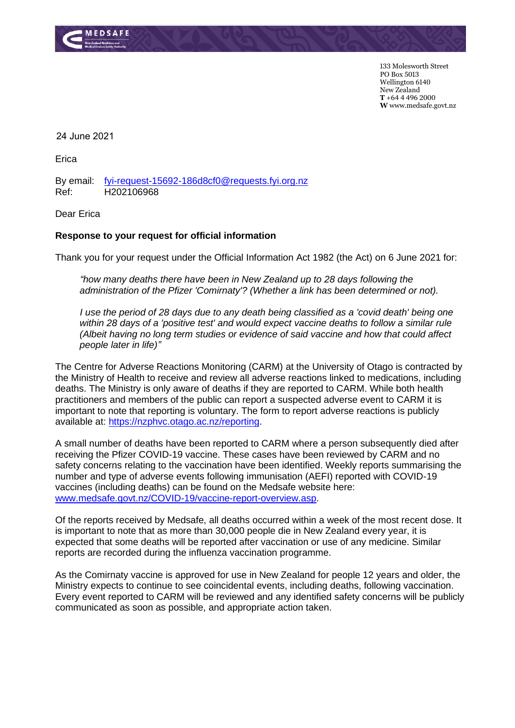133 Molesworth Street
PO Box 5013
Wellington 6140
New Zealand
**T** +64 4 496 2000
**W** www.medsafe.govt.nz

24 June 2021

Erica

By email: fyi-request-15692-186d8cf0@requests.fyi.org.nz
Ref: H202106968

Dear Erica

**Response to your request for official information**

Thank you for your request under the Official Information Act 1982 (the Act) on 6 June 2021 for:

> *"how many deaths there have been in New Zealand up to 28 days following the administration of the Pfizer 'Comirnaty'? (Whether a link has been determined or not).*
>
> *I use the period of 28 days due to any death being classified as a 'covid death' being one within 28 days of a 'positive test' and would expect vaccine deaths to follow a similar rule (Albeit having no long term studies or evidence of said vaccine and how that could affect people later in life)"*

The Centre for Adverse Reactions Monitoring (CARM) at the University of Otago is contracted by the Ministry of Health to receive and review all adverse reactions linked to medications, including deaths. The Ministry is only aware of deaths if they are reported to CARM. While both health practitioners and members of the public can report a suspected adverse event to CARM it is important to note that reporting is voluntary. The form to report adverse reactions is publicly available at: https://nzphvc.otago.ac.nz/reporting.

A small number of deaths have been reported to CARM where a person subsequently died after receiving the Pfizer COVID-19 vaccine. These cases have been reviewed by CARM and no safety concerns relating to the vaccination have been identified. Weekly reports summarising the number and type of adverse events following immunisation (AEFI) reported with COVID-19 vaccines (including deaths) can be found on the Medsafe website here: www.medsafe.govt.nz/COVID-19/vaccine-report-overview.asp.

Of the reports received by Medsafe, all deaths occurred within a week of the most recent dose. It is important to note that as more than 30,000 people die in New Zealand every year, it is expected that some deaths will be reported after vaccination or use of any medicine. Similar reports are recorded during the influenza vaccination programme.

As the Comirnaty vaccine is approved for use in New Zealand for people 12 years and older, the Ministry expects to continue to see coincidental events, including deaths, following vaccination. Every event reported to CARM will be reviewed and any identified safety concerns will be publicly communicated as soon as possible, and appropriate action taken.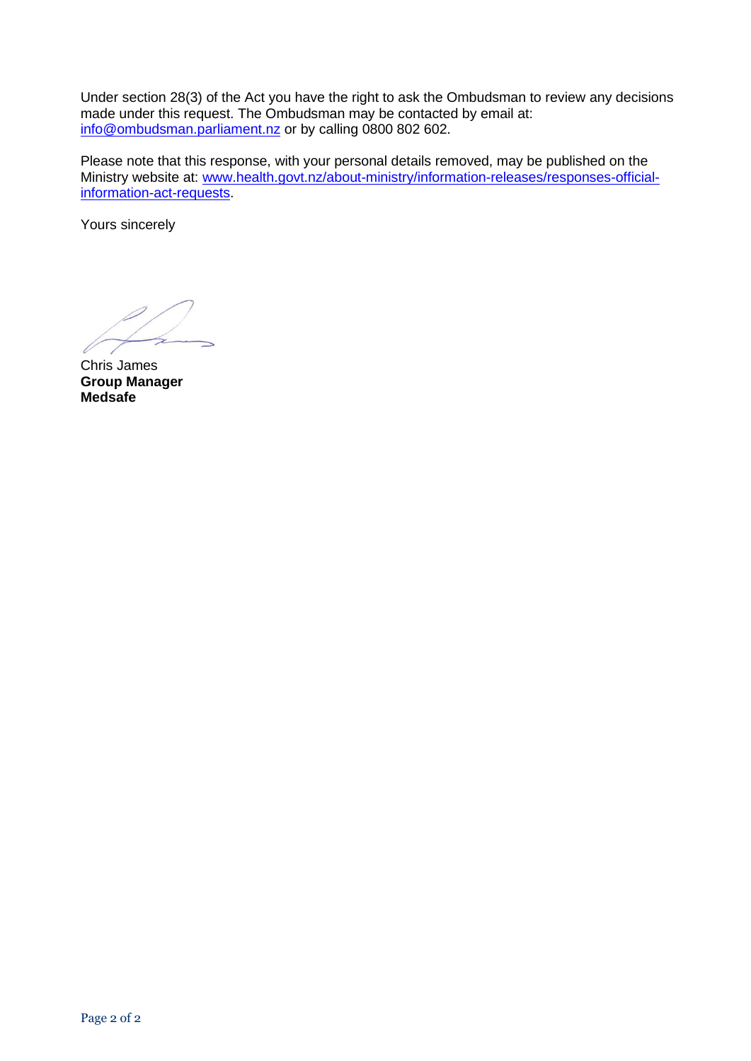Under section 28(3) of the Act you have the right to ask the Ombudsman to review any decisions made under this request. The Ombudsman may be contacted by email at: info@ombudsman.parliament.nz or by calling 0800 802 602.

Please note that this response, with your personal details removed, may be published on the Ministry website at: www.health.govt.nz/about-ministry/information-releases/responses-official-information-act-requests.

Yours sincerely

Chris James
**Group Manager**
**Medsafe**